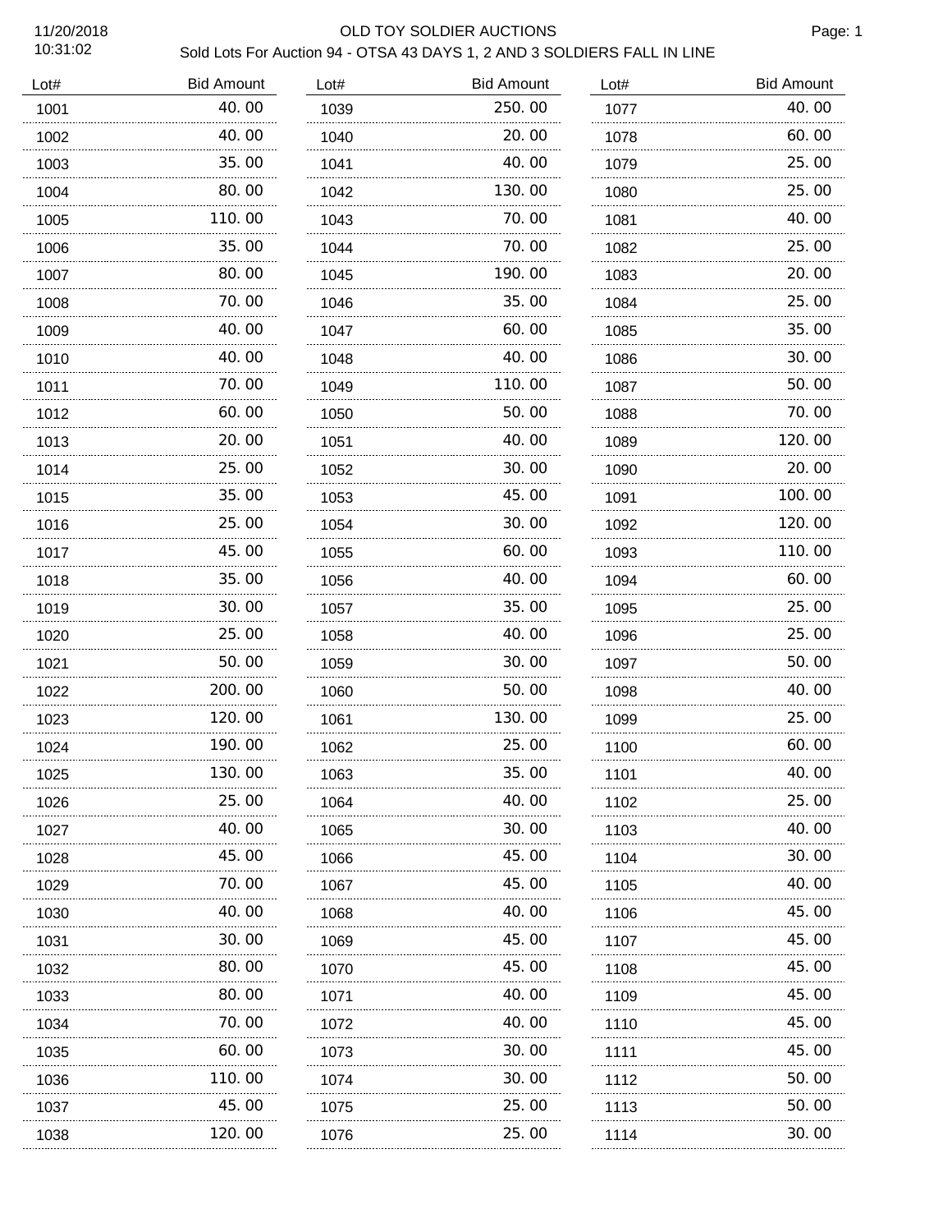# OLD TOY SOLDIER AUCTIONS

## Sold Lots For Auction 94 - OTSA 43 DAYS 1, 2 AND 3 SOLDIERS FALL IN LINE

11/20/2018
10:31:02

| Lot# | Bid Amount |
|---|---|
| 1001 | 40.00 |
| 1002 | 40.00 |
| 1003 | 35.00 |
| 1004 | 80.00 |
| 1005 | 110.00 |
| 1006 | 35.00 |
| 1007 | 80.00 |
| 1008 | 70.00 |
| 1009 | 40.00 |
| 1010 | 40.00 |
| 1011 | 70.00 |
| 1012 | 60.00 |
| 1013 | 20.00 |
| 1014 | 25.00 |
| 1015 | 35.00 |
| 1016 | 25.00 |
| 1017 | 45.00 |
| 1018 | 35.00 |
| 1019 | 30.00 |
| 1020 | 25.00 |
| 1021 | 50.00 |
| 1022 | 200.00 |
| 1023 | 120.00 |
| 1024 | 190.00 |
| 1025 | 130.00 |
| 1026 | 25.00 |
| 1027 | 40.00 |
| 1028 | 45.00 |
| 1029 | 70.00 |
| 1030 | 40.00 |
| 1031 | 30.00 |
| 1032 | 80.00 |
| 1033 | 80.00 |
| 1034 | 70.00 |
| 1035 | 60.00 |
| 1036 | 110.00 |
| 1037 | 45.00 |
| 1038 | 120.00 |
| 1039 | 250.00 |
| 1040 | 20.00 |
| 1041 | 40.00 |
| 1042 | 130.00 |
| 1043 | 70.00 |
| 1044 | 70.00 |
| 1045 | 190.00 |
| 1046 | 35.00 |
| 1047 | 60.00 |
| 1048 | 40.00 |
| 1049 | 110.00 |
| 1050 | 50.00 |
| 1051 | 40.00 |
| 1052 | 30.00 |
| 1053 | 45.00 |
| 1054 | 30.00 |
| 1055 | 60.00 |
| 1056 | 40.00 |
| 1057 | 35.00 |
| 1058 | 40.00 |
| 1059 | 30.00 |
| 1060 | 50.00 |
| 1061 | 130.00 |
| 1062 | 25.00 |
| 1063 | 35.00 |
| 1064 | 40.00 |
| 1065 | 30.00 |
| 1066 | 45.00 |
| 1067 | 45.00 |
| 1068 | 40.00 |
| 1069 | 45.00 |
| 1070 | 45.00 |
| 1071 | 40.00 |
| 1072 | 40.00 |
| 1073 | 30.00 |
| 1074 | 30.00 |
| 1075 | 25.00 |
| 1076 | 25.00 |
| 1077 | 40.00 |
| 1078 | 60.00 |
| 1079 | 25.00 |
| 1080 | 25.00 |
| 1081 | 40.00 |
| 1082 | 25.00 |
| 1083 | 20.00 |
| 1084 | 25.00 |
| 1085 | 35.00 |
| 1086 | 30.00 |
| 1087 | 50.00 |
| 1088 | 70.00 |
| 1089 | 120.00 |
| 1090 | 20.00 |
| 1091 | 100.00 |
| 1092 | 120.00 |
| 1093 | 110.00 |
| 1094 | 60.00 |
| 1095 | 25.00 |
| 1096 | 25.00 |
| 1097 | 50.00 |
| 1098 | 40.00 |
| 1099 | 25.00 |
| 1100 | 60.00 |
| 1101 | 40.00 |
| 1102 | 25.00 |
| 1103 | 40.00 |
| 1104 | 30.00 |
| 1105 | 40.00 |
| 1106 | 45.00 |
| 1107 | 45.00 |
| 1108 | 45.00 |
| 1109 | 45.00 |
| 1110 | 45.00 |
| 1111 | 45.00 |
| 1112 | 50.00 |
| 1113 | 50.00 |
| 1114 | 30.00 |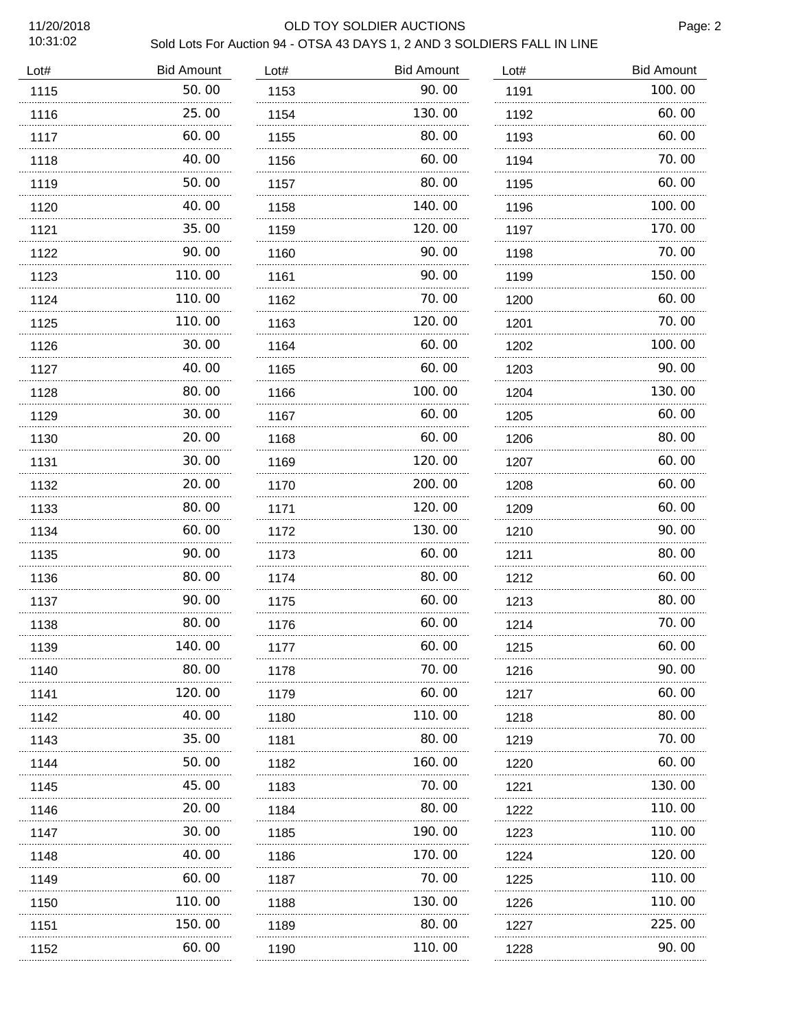OLD TOY SOLDIER AUCTIONS

Sold Lots For Auction 94 - OTSA 43 DAYS 1, 2 AND 3 SOLDIERS FALL IN LINE

| Lot# | Bid Amount | Lot# | Bid Amount | Lot# | Bid Amount |
|---|---|---|---|---|---|
| 1115 | 50.00 | 1153 | 90.00 | 1191 | 100.00 |
| 1116 | 25.00 | 1154 | 130.00 | 1192 | 60.00 |
| 1117 | 60.00 | 1155 | 80.00 | 1193 | 60.00 |
| 1118 | 40.00 | 1156 | 60.00 | 1194 | 70.00 |
| 1119 | 50.00 | 1157 | 80.00 | 1195 | 60.00 |
| 1120 | 40.00 | 1158 | 140.00 | 1196 | 100.00 |
| 1121 | 35.00 | 1159 | 120.00 | 1197 | 170.00 |
| 1122 | 90.00 | 1160 | 90.00 | 1198 | 70.00 |
| 1123 | 110.00 | 1161 | 90.00 | 1199 | 150.00 |
| 1124 | 110.00 | 1162 | 70.00 | 1200 | 60.00 |
| 1125 | 110.00 | 1163 | 120.00 | 1201 | 70.00 |
| 1126 | 30.00 | 1164 | 60.00 | 1202 | 100.00 |
| 1127 | 40.00 | 1165 | 60.00 | 1203 | 90.00 |
| 1128 | 80.00 | 1166 | 100.00 | 1204 | 130.00 |
| 1129 | 30.00 | 1167 | 60.00 | 1205 | 60.00 |
| 1130 | 20.00 | 1168 | 60.00 | 1206 | 80.00 |
| 1131 | 30.00 | 1169 | 120.00 | 1207 | 60.00 |
| 1132 | 20.00 | 1170 | 200.00 | 1208 | 60.00 |
| 1133 | 80.00 | 1171 | 120.00 | 1209 | 60.00 |
| 1134 | 60.00 | 1172 | 130.00 | 1210 | 90.00 |
| 1135 | 90.00 | 1173 | 60.00 | 1211 | 80.00 |
| 1136 | 80.00 | 1174 | 80.00 | 1212 | 60.00 |
| 1137 | 90.00 | 1175 | 60.00 | 1213 | 80.00 |
| 1138 | 80.00 | 1176 | 60.00 | 1214 | 70.00 |
| 1139 | 140.00 | 1177 | 60.00 | 1215 | 60.00 |
| 1140 | 80.00 | 1178 | 70.00 | 1216 | 90.00 |
| 1141 | 120.00 | 1179 | 60.00 | 1217 | 60.00 |
| 1142 | 40.00 | 1180 | 110.00 | 1218 | 80.00 |
| 1143 | 35.00 | 1181 | 80.00 | 1219 | 70.00 |
| 1144 | 50.00 | 1182 | 160.00 | 1220 | 60.00 |
| 1145 | 45.00 | 1183 | 70.00 | 1221 | 130.00 |
| 1146 | 20.00 | 1184 | 80.00 | 1222 | 110.00 |
| 1147 | 30.00 | 1185 | 190.00 | 1223 | 110.00 |
| 1148 | 40.00 | 1186 | 170.00 | 1224 | 120.00 |
| 1149 | 60.00 | 1187 | 70.00 | 1225 | 110.00 |
| 1150 | 110.00 | 1188 | 130.00 | 1226 | 110.00 |
| 1151 | 150.00 | 1189 | 80.00 | 1227 | 225.00 |
| 1152 | 60.00 | 1190 | 110.00 | 1228 | 90.00 |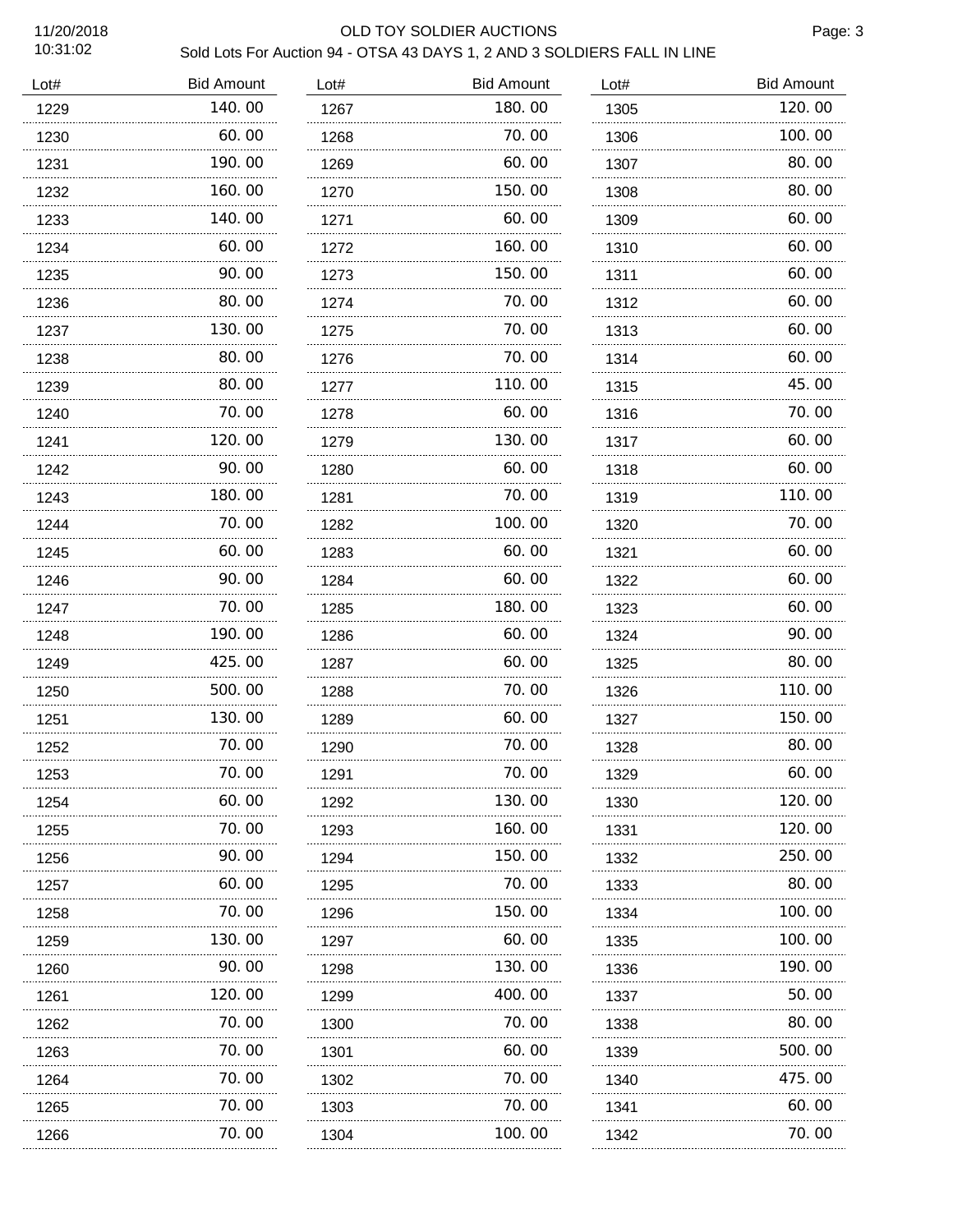# OLD TOY SOLDIER AUCTIONS

## Sold Lots For Auction 94 - OTSA 43 DAYS 1, 2 AND 3 SOLDIERS FALL IN LINE

11/20/2018
10:31:02

| Lot# | Bid Amount | Lot# | Bid Amount | Lot# | Bid Amount |
|---|---|---|---|---|---|
| 1229 | 140.00 | 1267 | 180.00 | 1305 | 120.00 |
| 1230 | 60.00 | 1268 | 70.00 | 1306 | 100.00 |
| 1231 | 190.00 | 1269 | 60.00 | 1307 | 80.00 |
| 1232 | 160.00 | 1270 | 150.00 | 1308 | 80.00 |
| 1233 | 140.00 | 1271 | 60.00 | 1309 | 60.00 |
| 1234 | 60.00 | 1272 | 160.00 | 1310 | 60.00 |
| 1235 | 90.00 | 1273 | 150.00 | 1311 | 60.00 |
| 1236 | 80.00 | 1274 | 70.00 | 1312 | 60.00 |
| 1237 | 130.00 | 1275 | 70.00 | 1313 | 60.00 |
| 1238 | 80.00 | 1276 | 70.00 | 1314 | 60.00 |
| 1239 | 80.00 | 1277 | 110.00 | 1315 | 45.00 |
| 1240 | 70.00 | 1278 | 60.00 | 1316 | 70.00 |
| 1241 | 120.00 | 1279 | 130.00 | 1317 | 60.00 |
| 1242 | 90.00 | 1280 | 60.00 | 1318 | 60.00 |
| 1243 | 180.00 | 1281 | 70.00 | 1319 | 110.00 |
| 1244 | 70.00 | 1282 | 100.00 | 1320 | 70.00 |
| 1245 | 60.00 | 1283 | 60.00 | 1321 | 60.00 |
| 1246 | 90.00 | 1284 | 60.00 | 1322 | 60.00 |
| 1247 | 70.00 | 1285 | 180.00 | 1323 | 60.00 |
| 1248 | 190.00 | 1286 | 60.00 | 1324 | 90.00 |
| 1249 | 425.00 | 1287 | 60.00 | 1325 | 80.00 |
| 1250 | 500.00 | 1288 | 70.00 | 1326 | 110.00 |
| 1251 | 130.00 | 1289 | 60.00 | 1327 | 150.00 |
| 1252 | 70.00 | 1290 | 70.00 | 1328 | 80.00 |
| 1253 | 70.00 | 1291 | 70.00 | 1329 | 60.00 |
| 1254 | 60.00 | 1292 | 130.00 | 1330 | 120.00 |
| 1255 | 70.00 | 1293 | 160.00 | 1331 | 120.00 |
| 1256 | 90.00 | 1294 | 150.00 | 1332 | 250.00 |
| 1257 | 60.00 | 1295 | 70.00 | 1333 | 80.00 |
| 1258 | 70.00 | 1296 | 150.00 | 1334 | 100.00 |
| 1259 | 130.00 | 1297 | 60.00 | 1335 | 100.00 |
| 1260 | 90.00 | 1298 | 130.00 | 1336 | 190.00 |
| 1261 | 120.00 | 1299 | 400.00 | 1337 | 50.00 |
| 1262 | 70.00 | 1300 | 70.00 | 1338 | 80.00 |
| 1263 | 70.00 | 1301 | 60.00 | 1339 | 500.00 |
| 1264 | 70.00 | 1302 | 70.00 | 1340 | 475.00 |
| 1265 | 70.00 | 1303 | 70.00 | 1341 | 60.00 |
| 1266 | 70.00 | 1304 | 100.00 | 1342 | 70.00 |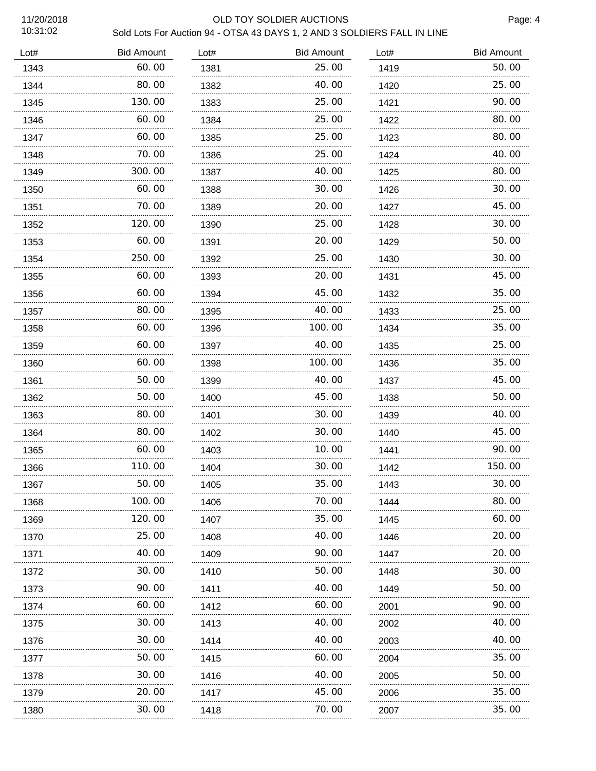OLD TOY SOLDIER AUCTIONS

Sold Lots For Auction 94 - OTSA 43 DAYS 1, 2 AND 3 SOLDIERS FALL IN LINE

| Lot# | Bid Amount |
|---|---|
| 1343 | 60.00 |
| 1344 | 80.00 |
| 1345 | 130.00 |
| 1346 | 60.00 |
| 1347 | 60.00 |
| 1348 | 70.00 |
| 1349 | 300.00 |
| 1350 | 60.00 |
| 1351 | 70.00 |
| 1352 | 120.00 |
| 1353 | 60.00 |
| 1354 | 250.00 |
| 1355 | 60.00 |
| 1356 | 60.00 |
| 1357 | 80.00 |
| 1358 | 60.00 |
| 1359 | 60.00 |
| 1360 | 60.00 |
| 1361 | 50.00 |
| 1362 | 50.00 |
| 1363 | 80.00 |
| 1364 | 80.00 |
| 1365 | 60.00 |
| 1366 | 110.00 |
| 1367 | 50.00 |
| 1368 | 100.00 |
| 1369 | 120.00 |
| 1370 | 25.00 |
| 1371 | 40.00 |
| 1372 | 30.00 |
| 1373 | 90.00 |
| 1374 | 60.00 |
| 1375 | 30.00 |
| 1376 | 30.00 |
| 1377 | 50.00 |
| 1378 | 30.00 |
| 1379 | 20.00 |
| 1380 | 30.00 |
| 1381 | 25.00 |
| 1382 | 40.00 |
| 1383 | 25.00 |
| 1384 | 25.00 |
| 1385 | 25.00 |
| 1386 | 25.00 |
| 1387 | 40.00 |
| 1388 | 30.00 |
| 1389 | 20.00 |
| 1390 | 25.00 |
| 1391 | 20.00 |
| 1392 | 25.00 |
| 1393 | 20.00 |
| 1394 | 45.00 |
| 1395 | 40.00 |
| 1396 | 100.00 |
| 1397 | 40.00 |
| 1398 | 100.00 |
| 1399 | 40.00 |
| 1400 | 45.00 |
| 1401 | 30.00 |
| 1402 | 30.00 |
| 1403 | 10.00 |
| 1404 | 30.00 |
| 1405 | 35.00 |
| 1406 | 70.00 |
| 1407 | 35.00 |
| 1408 | 40.00 |
| 1409 | 90.00 |
| 1410 | 50.00 |
| 1411 | 40.00 |
| 1412 | 60.00 |
| 1413 | 40.00 |
| 1414 | 40.00 |
| 1415 | 60.00 |
| 1416 | 40.00 |
| 1417 | 45.00 |
| 1418 | 70.00 |
| 1419 | 50.00 |
| 1420 | 25.00 |
| 1421 | 90.00 |
| 1422 | 80.00 |
| 1423 | 80.00 |
| 1424 | 40.00 |
| 1425 | 80.00 |
| 1426 | 30.00 |
| 1427 | 45.00 |
| 1428 | 30.00 |
| 1429 | 50.00 |
| 1430 | 30.00 |
| 1431 | 45.00 |
| 1432 | 35.00 |
| 1433 | 25.00 |
| 1434 | 35.00 |
| 1435 | 25.00 |
| 1436 | 35.00 |
| 1437 | 45.00 |
| 1438 | 50.00 |
| 1439 | 40.00 |
| 1440 | 45.00 |
| 1441 | 90.00 |
| 1442 | 150.00 |
| 1443 | 30.00 |
| 1444 | 80.00 |
| 1445 | 60.00 |
| 1446 | 20.00 |
| 1447 | 20.00 |
| 1448 | 30.00 |
| 1449 | 50.00 |
| 2001 | 90.00 |
| 2002 | 40.00 |
| 2003 | 40.00 |
| 2004 | 35.00 |
| 2005 | 50.00 |
| 2006 | 35.00 |
| 2007 | 35.00 |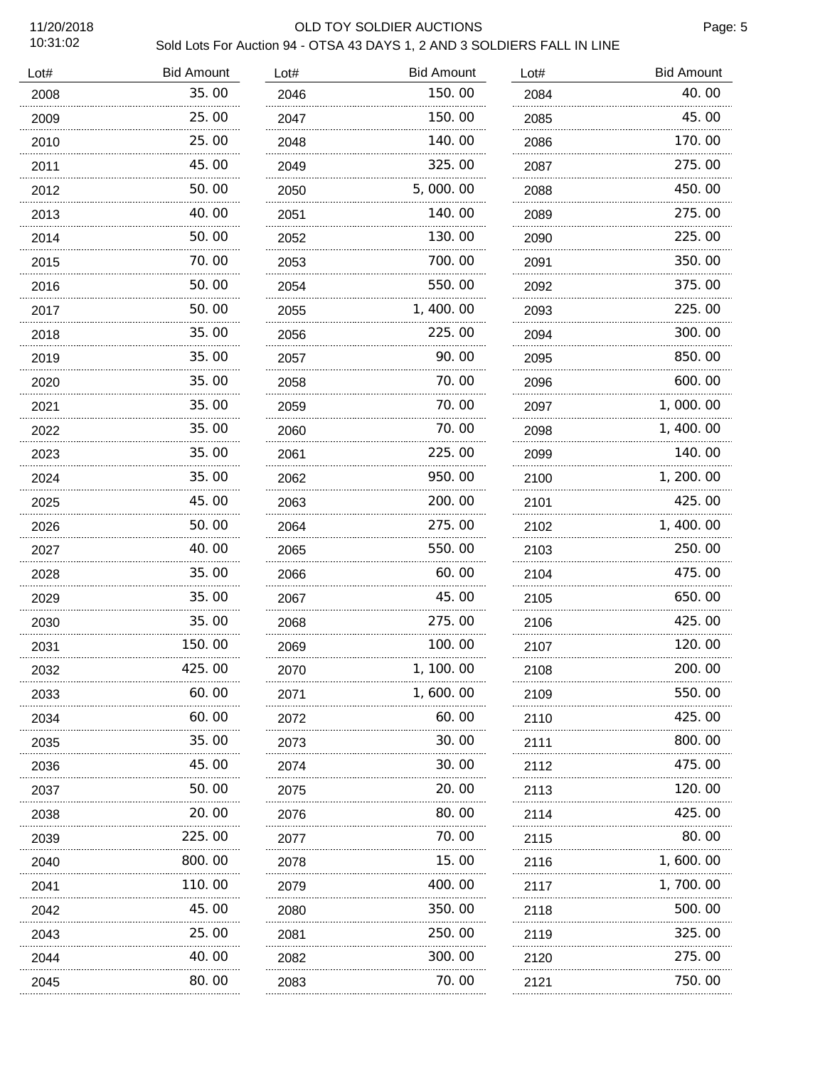# OLD TOY SOLDIER AUCTIONS

## Sold Lots For Auction 94 - OTSA 43 DAYS 1, 2 AND 3 SOLDIERS FALL IN LINE

11/20/2018 10:31:02

| Lot# | Bid Amount | Lot# | Bid Amount | Lot# | Bid Amount |
|---|---|---|---|---|---|
| 2008 | 35.00 | 2046 | 150.00 | 2084 | 40.00 |
| 2009 | 25.00 | 2047 | 150.00 | 2085 | 45.00 |
| 2010 | 25.00 | 2048 | 140.00 | 2086 | 170.00 |
| 2011 | 45.00 | 2049 | 325.00 | 2087 | 275.00 |
| 2012 | 50.00 | 2050 | 5,000.00 | 2088 | 450.00 |
| 2013 | 40.00 | 2051 | 140.00 | 2089 | 275.00 |
| 2014 | 50.00 | 2052 | 130.00 | 2090 | 225.00 |
| 2015 | 70.00 | 2053 | 700.00 | 2091 | 350.00 |
| 2016 | 50.00 | 2054 | 550.00 | 2092 | 375.00 |
| 2017 | 50.00 | 2055 | 1,400.00 | 2093 | 225.00 |
| 2018 | 35.00 | 2056 | 225.00 | 2094 | 300.00 |
| 2019 | 35.00 | 2057 | 90.00 | 2095 | 850.00 |
| 2020 | 35.00 | 2058 | 70.00 | 2096 | 600.00 |
| 2021 | 35.00 | 2059 | 70.00 | 2097 | 1,000.00 |
| 2022 | 35.00 | 2060 | 70.00 | 2098 | 1,400.00 |
| 2023 | 35.00 | 2061 | 225.00 | 2099 | 140.00 |
| 2024 | 35.00 | 2062 | 950.00 | 2100 | 1,200.00 |
| 2025 | 45.00 | 2063 | 200.00 | 2101 | 425.00 |
| 2026 | 50.00 | 2064 | 275.00 | 2102 | 1,400.00 |
| 2027 | 40.00 | 2065 | 550.00 | 2103 | 250.00 |
| 2028 | 35.00 | 2066 | 60.00 | 2104 | 475.00 |
| 2029 | 35.00 | 2067 | 45.00 | 2105 | 650.00 |
| 2030 | 35.00 | 2068 | 275.00 | 2106 | 425.00 |
| 2031 | 150.00 | 2069 | 100.00 | 2107 | 120.00 |
| 2032 | 425.00 | 2070 | 1,100.00 | 2108 | 200.00 |
| 2033 | 60.00 | 2071 | 1,600.00 | 2109 | 550.00 |
| 2034 | 60.00 | 2072 | 60.00 | 2110 | 425.00 |
| 2035 | 35.00 | 2073 | 30.00 | 2111 | 800.00 |
| 2036 | 45.00 | 2074 | 30.00 | 2112 | 475.00 |
| 2037 | 50.00 | 2075 | 20.00 | 2113 | 120.00 |
| 2038 | 20.00 | 2076 | 80.00 | 2114 | 425.00 |
| 2039 | 225.00 | 2077 | 70.00 | 2115 | 80.00 |
| 2040 | 800.00 | 2078 | 15.00 | 2116 | 1,600.00 |
| 2041 | 110.00 | 2079 | 400.00 | 2117 | 1,700.00 |
| 2042 | 45.00 | 2080 | 350.00 | 2118 | 500.00 |
| 2043 | 25.00 | 2081 | 250.00 | 2119 | 325.00 |
| 2044 | 40.00 | 2082 | 300.00 | 2120 | 275.00 |
| 2045 | 80.00 | 2083 | 70.00 | 2121 | 750.00 |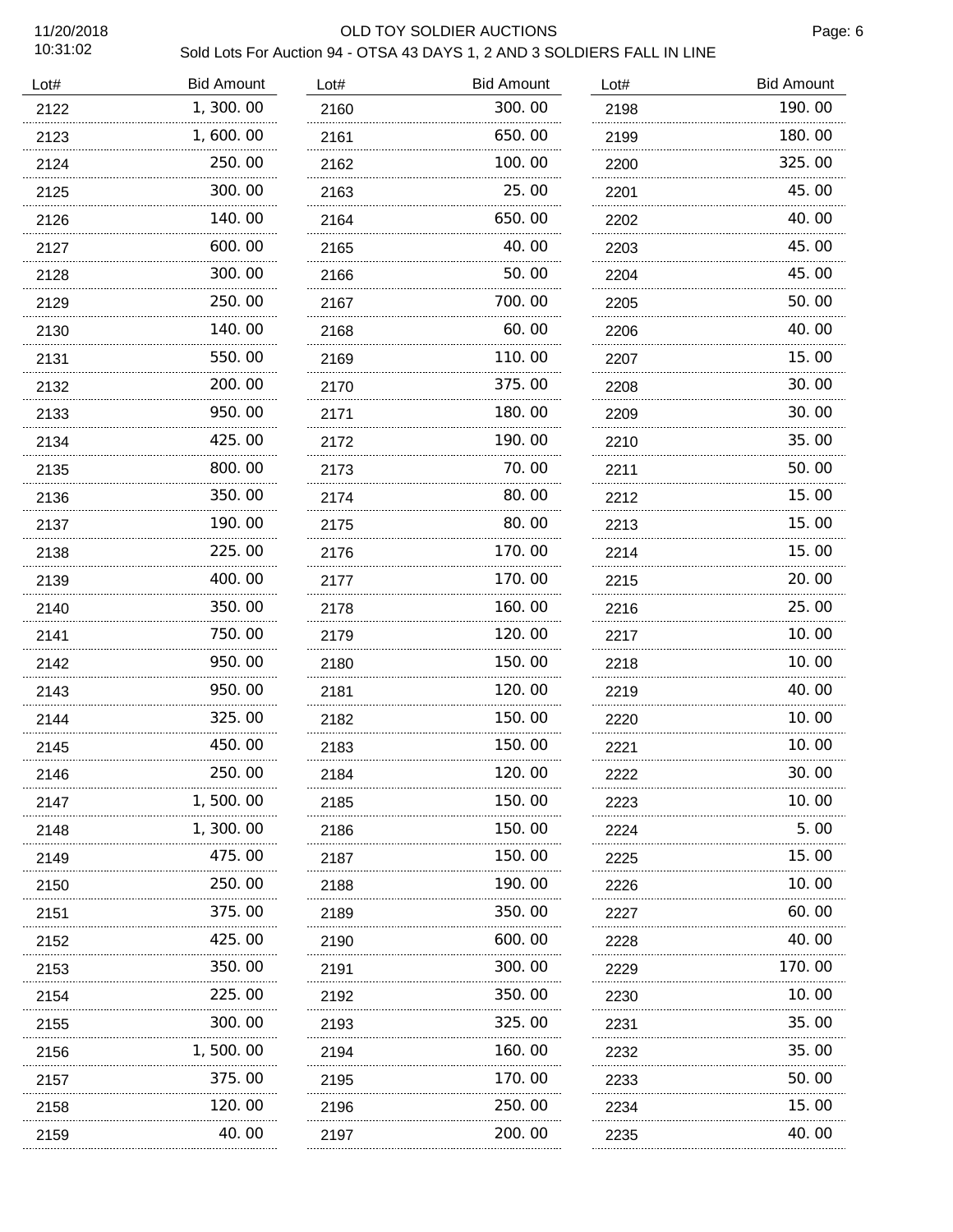# OLD TOY SOLDIER AUCTIONS

## Sold Lots For Auction 94 - OTSA 43 DAYS 1, 2 AND 3 SOLDIERS FALL IN LINE

11/20/2018 10:31:02

| Lot# | Bid Amount |
|---|---|
| 2122 | 1, 300. 00 |
| 2123 | 1, 600. 00 |
| 2124 | 250. 00 |
| 2125 | 300. 00 |
| 2126 | 140. 00 |
| 2127 | 600. 00 |
| 2128 | 300. 00 |
| 2129 | 250. 00 |
| 2130 | 140. 00 |
| 2131 | 550. 00 |
| 2132 | 200. 00 |
| 2133 | 950. 00 |
| 2134 | 425. 00 |
| 2135 | 800. 00 |
| 2136 | 350. 00 |
| 2137 | 190. 00 |
| 2138 | 225. 00 |
| 2139 | 400. 00 |
| 2140 | 350. 00 |
| 2141 | 750. 00 |
| 2142 | 950. 00 |
| 2143 | 950. 00 |
| 2144 | 325. 00 |
| 2145 | 450. 00 |
| 2146 | 250. 00 |
| 2147 | 1, 500. 00 |
| 2148 | 1, 300. 00 |
| 2149 | 475. 00 |
| 2150 | 250. 00 |
| 2151 | 375. 00 |
| 2152 | 425. 00 |
| 2153 | 350. 00 |
| 2154 | 225. 00 |
| 2155 | 300. 00 |
| 2156 | 1, 500. 00 |
| 2157 | 375. 00 |
| 2158 | 120. 00 |
| 2159 | 40. 00 |
| 2160 | 300. 00 |
| 2161 | 650. 00 |
| 2162 | 100. 00 |
| 2163 | 25. 00 |
| 2164 | 650. 00 |
| 2165 | 40. 00 |
| 2166 | 50. 00 |
| 2167 | 700. 00 |
| 2168 | 60. 00 |
| 2169 | 110. 00 |
| 2170 | 375. 00 |
| 2171 | 180. 00 |
| 2172 | 190. 00 |
| 2173 | 70. 00 |
| 2174 | 80. 00 |
| 2175 | 80. 00 |
| 2176 | 170. 00 |
| 2177 | 170. 00 |
| 2178 | 160. 00 |
| 2179 | 120. 00 |
| 2180 | 150. 00 |
| 2181 | 120. 00 |
| 2182 | 150. 00 |
| 2183 | 150. 00 |
| 2184 | 120. 00 |
| 2185 | 150. 00 |
| 2186 | 150. 00 |
| 2187 | 150. 00 |
| 2188 | 190. 00 |
| 2189 | 350. 00 |
| 2190 | 600. 00 |
| 2191 | 300. 00 |
| 2192 | 350. 00 |
| 2193 | 325. 00 |
| 2194 | 160. 00 |
| 2195 | 170. 00 |
| 2196 | 250. 00 |
| 2197 | 200. 00 |
| 2198 | 190. 00 |
| 2199 | 180. 00 |
| 2200 | 325. 00 |
| 2201 | 45. 00 |
| 2202 | 40. 00 |
| 2203 | 45. 00 |
| 2204 | 45. 00 |
| 2205 | 50. 00 |
| 2206 | 40. 00 |
| 2207 | 15. 00 |
| 2208 | 30. 00 |
| 2209 | 30. 00 |
| 2210 | 35. 00 |
| 2211 | 50. 00 |
| 2212 | 15. 00 |
| 2213 | 15. 00 |
| 2214 | 15. 00 |
| 2215 | 20. 00 |
| 2216 | 25. 00 |
| 2217 | 10. 00 |
| 2218 | 10. 00 |
| 2219 | 40. 00 |
| 2220 | 10. 00 |
| 2221 | 10. 00 |
| 2222 | 30. 00 |
| 2223 | 10. 00 |
| 2224 | 5. 00 |
| 2225 | 15. 00 |
| 2226 | 10. 00 |
| 2227 | 60. 00 |
| 2228 | 40. 00 |
| 2229 | 170. 00 |
| 2230 | 10. 00 |
| 2231 | 35. 00 |
| 2232 | 35. 00 |
| 2233 | 50. 00 |
| 2234 | 15. 00 |
| 2235 | 40. 00 |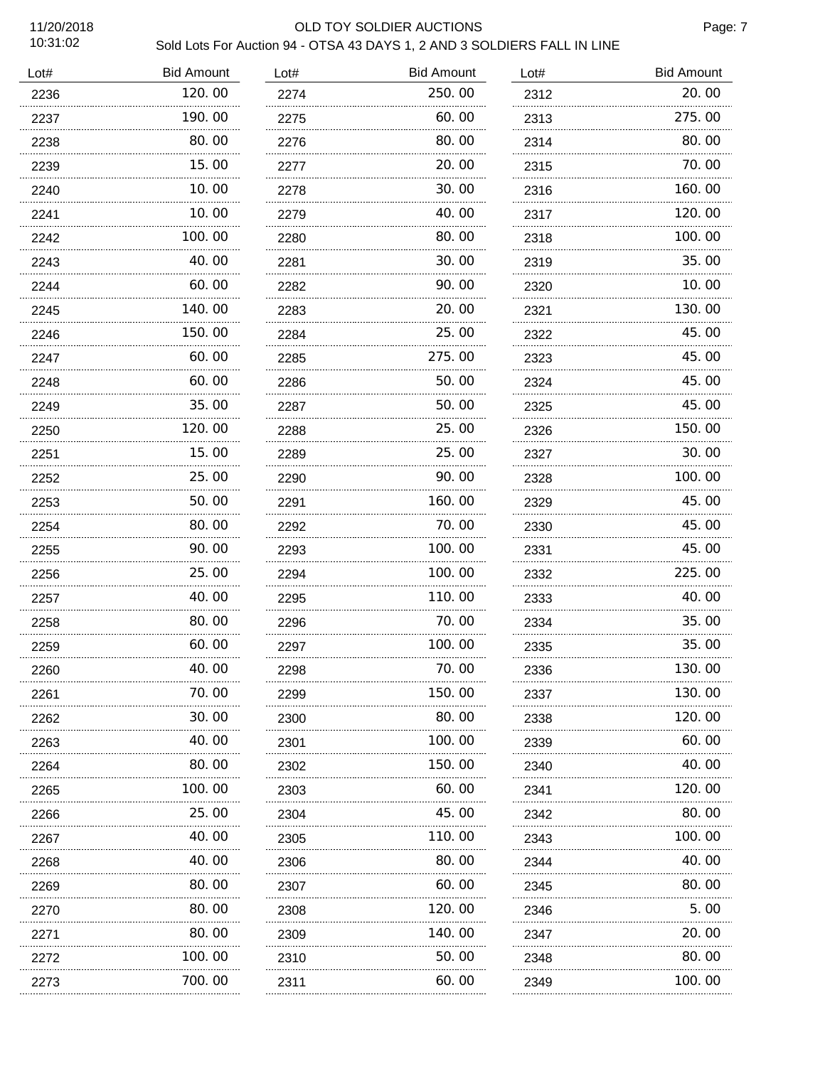# OLD TOY SOLDIER AUCTIONS

## Sold Lots For Auction 94 - OTSA 43 DAYS 1, 2 AND 3 SOLDIERS FALL IN LINE

11/20/2018 10:31:02

| Lot# | Bid Amount | Lot# | Bid Amount | Lot# | Bid Amount |
|---|---|---|---|---|---|
| 2236 | 120.00 | 2274 | 250.00 | 2312 | 20.00 |
| 2237 | 190.00 | 2275 | 60.00 | 2313 | 275.00 |
| 2238 | 80.00 | 2276 | 80.00 | 2314 | 80.00 |
| 2239 | 15.00 | 2277 | 20.00 | 2315 | 70.00 |
| 2240 | 10.00 | 2278 | 30.00 | 2316 | 160.00 |
| 2241 | 10.00 | 2279 | 40.00 | 2317 | 120.00 |
| 2242 | 100.00 | 2280 | 80.00 | 2318 | 100.00 |
| 2243 | 40.00 | 2281 | 30.00 | 2319 | 35.00 |
| 2244 | 60.00 | 2282 | 90.00 | 2320 | 10.00 |
| 2245 | 140.00 | 2283 | 20.00 | 2321 | 130.00 |
| 2246 | 150.00 | 2284 | 25.00 | 2322 | 45.00 |
| 2247 | 60.00 | 2285 | 275.00 | 2323 | 45.00 |
| 2248 | 60.00 | 2286 | 50.00 | 2324 | 45.00 |
| 2249 | 35.00 | 2287 | 50.00 | 2325 | 45.00 |
| 2250 | 120.00 | 2288 | 25.00 | 2326 | 150.00 |
| 2251 | 15.00 | 2289 | 25.00 | 2327 | 30.00 |
| 2252 | 25.00 | 2290 | 90.00 | 2328 | 100.00 |
| 2253 | 50.00 | 2291 | 160.00 | 2329 | 45.00 |
| 2254 | 80.00 | 2292 | 70.00 | 2330 | 45.00 |
| 2255 | 90.00 | 2293 | 100.00 | 2331 | 45.00 |
| 2256 | 25.00 | 2294 | 100.00 | 2332 | 225.00 |
| 2257 | 40.00 | 2295 | 110.00 | 2333 | 40.00 |
| 2258 | 80.00 | 2296 | 70.00 | 2334 | 35.00 |
| 2259 | 60.00 | 2297 | 100.00 | 2335 | 35.00 |
| 2260 | 40.00 | 2298 | 70.00 | 2336 | 130.00 |
| 2261 | 70.00 | 2299 | 150.00 | 2337 | 130.00 |
| 2262 | 30.00 | 2300 | 80.00 | 2338 | 120.00 |
| 2263 | 40.00 | 2301 | 100.00 | 2339 | 60.00 |
| 2264 | 80.00 | 2302 | 150.00 | 2340 | 40.00 |
| 2265 | 100.00 | 2303 | 60.00 | 2341 | 120.00 |
| 2266 | 25.00 | 2304 | 45.00 | 2342 | 80.00 |
| 2267 | 40.00 | 2305 | 110.00 | 2343 | 100.00 |
| 2268 | 40.00 | 2306 | 80.00 | 2344 | 40.00 |
| 2269 | 80.00 | 2307 | 60.00 | 2345 | 80.00 |
| 2270 | 80.00 | 2308 | 120.00 | 2346 | 5.00 |
| 2271 | 80.00 | 2309 | 140.00 | 2347 | 20.00 |
| 2272 | 100.00 | 2310 | 50.00 | 2348 | 80.00 |
| 2273 | 700.00 | 2311 | 60.00 | 2349 | 100.00 |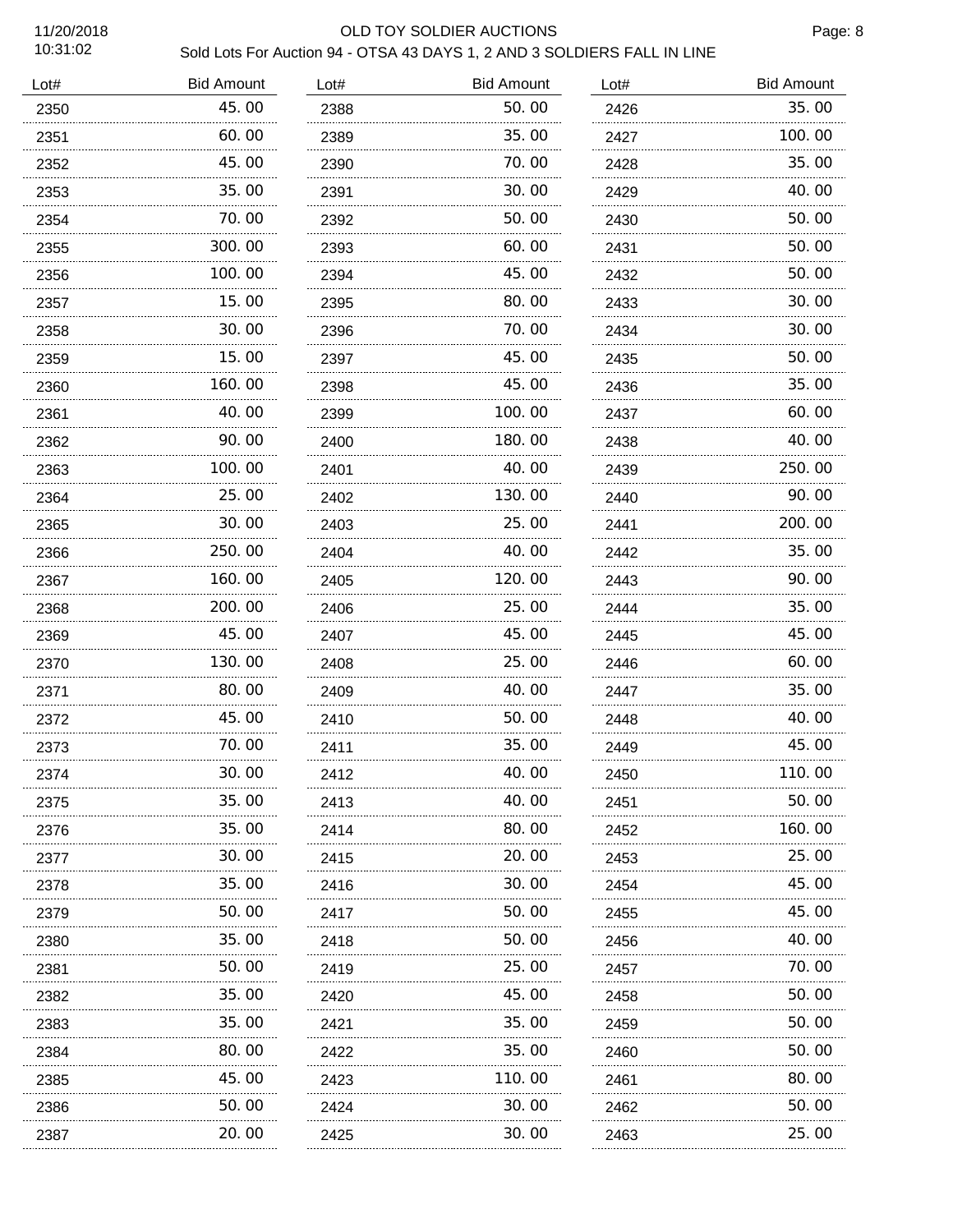# OLD TOY SOLDIER AUCTIONS

## Sold Lots For Auction 94 - OTSA 43 DAYS 1, 2 AND 3 SOLDIERS FALL IN LINE

11/20/2018
10:31:02

| Lot# | Bid Amount |
|---|---|
| 2350 | 45.00 |
| 2351 | 60.00 |
| 2352 | 45.00 |
| 2353 | 35.00 |
| 2354 | 70.00 |
| 2355 | 300.00 |
| 2356 | 100.00 |
| 2357 | 15.00 |
| 2358 | 30.00 |
| 2359 | 15.00 |
| 2360 | 160.00 |
| 2361 | 40.00 |
| 2362 | 90.00 |
| 2363 | 100.00 |
| 2364 | 25.00 |
| 2365 | 30.00 |
| 2366 | 250.00 |
| 2367 | 160.00 |
| 2368 | 200.00 |
| 2369 | 45.00 |
| 2370 | 130.00 |
| 2371 | 80.00 |
| 2372 | 45.00 |
| 2373 | 70.00 |
| 2374 | 30.00 |
| 2375 | 35.00 |
| 2376 | 35.00 |
| 2377 | 30.00 |
| 2378 | 35.00 |
| 2379 | 50.00 |
| 2380 | 35.00 |
| 2381 | 50.00 |
| 2382 | 35.00 |
| 2383 | 35.00 |
| 2384 | 80.00 |
| 2385 | 45.00 |
| 2386 | 50.00 |
| 2387 | 20.00 |
| 2388 | 50.00 |
| 2389 | 35.00 |
| 2390 | 70.00 |
| 2391 | 30.00 |
| 2392 | 50.00 |
| 2393 | 60.00 |
| 2394 | 45.00 |
| 2395 | 80.00 |
| 2396 | 70.00 |
| 2397 | 45.00 |
| 2398 | 45.00 |
| 2399 | 100.00 |
| 2400 | 180.00 |
| 2401 | 40.00 |
| 2402 | 130.00 |
| 2403 | 25.00 |
| 2404 | 40.00 |
| 2405 | 120.00 |
| 2406 | 25.00 |
| 2407 | 45.00 |
| 2408 | 25.00 |
| 2409 | 40.00 |
| 2410 | 50.00 |
| 2411 | 35.00 |
| 2412 | 40.00 |
| 2413 | 40.00 |
| 2414 | 80.00 |
| 2415 | 20.00 |
| 2416 | 30.00 |
| 2417 | 50.00 |
| 2418 | 50.00 |
| 2419 | 25.00 |
| 2420 | 45.00 |
| 2421 | 35.00 |
| 2422 | 35.00 |
| 2423 | 110.00 |
| 2424 | 30.00 |
| 2425 | 30.00 |
| 2426 | 35.00 |
| 2427 | 100.00 |
| 2428 | 35.00 |
| 2429 | 40.00 |
| 2430 | 50.00 |
| 2431 | 50.00 |
| 2432 | 50.00 |
| 2433 | 30.00 |
| 2434 | 30.00 |
| 2435 | 50.00 |
| 2436 | 35.00 |
| 2437 | 60.00 |
| 2438 | 40.00 |
| 2439 | 250.00 |
| 2440 | 90.00 |
| 2441 | 200.00 |
| 2442 | 35.00 |
| 2443 | 90.00 |
| 2444 | 35.00 |
| 2445 | 45.00 |
| 2446 | 60.00 |
| 2447 | 35.00 |
| 2448 | 40.00 |
| 2449 | 45.00 |
| 2450 | 110.00 |
| 2451 | 50.00 |
| 2452 | 160.00 |
| 2453 | 25.00 |
| 2454 | 45.00 |
| 2455 | 45.00 |
| 2456 | 40.00 |
| 2457 | 70.00 |
| 2458 | 50.00 |
| 2459 | 50.00 |
| 2460 | 50.00 |
| 2461 | 80.00 |
| 2462 | 50.00 |
| 2463 | 25.00 |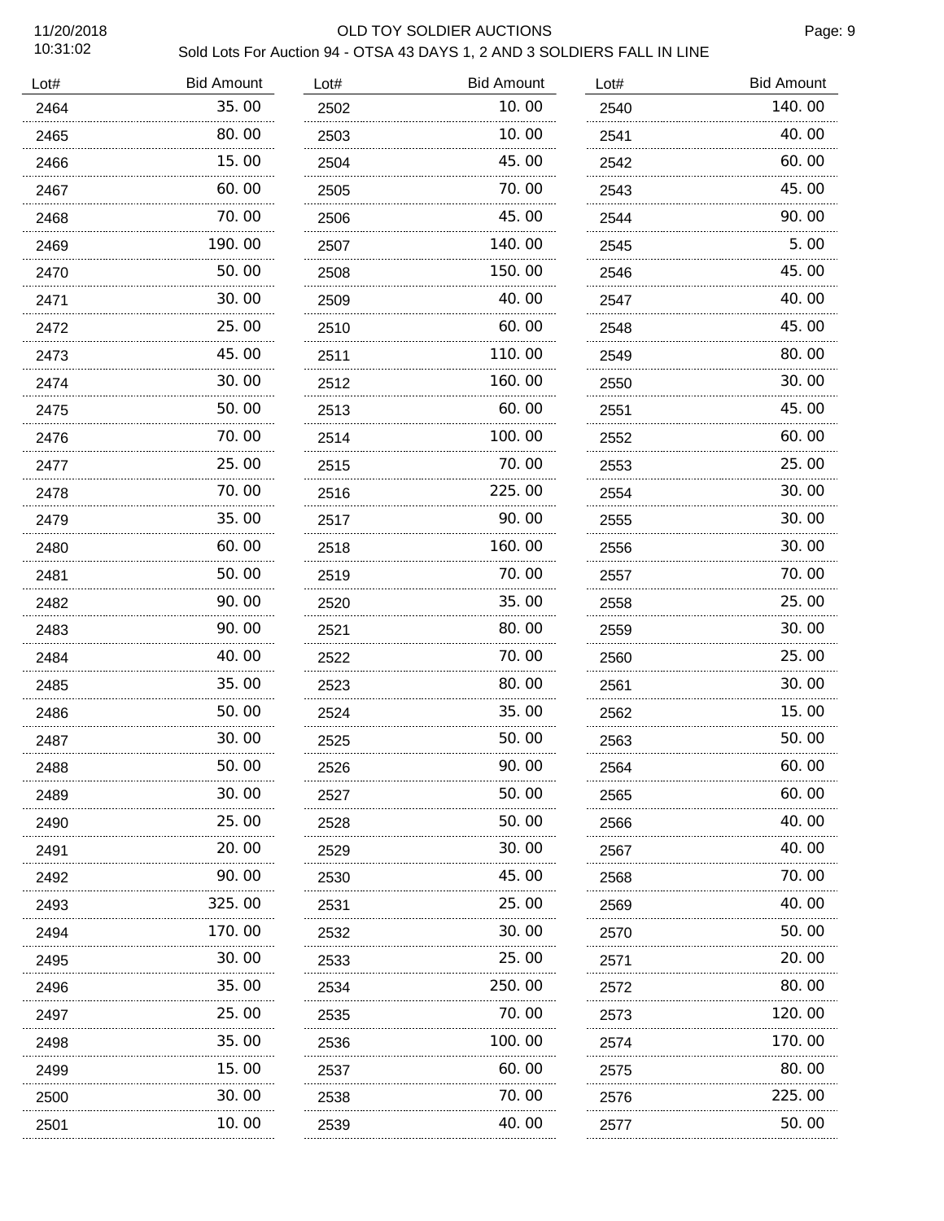OLD TOY SOLDIER AUCTIONS

Sold Lots For Auction 94 - OTSA 43 DAYS 1, 2 AND 3 SOLDIERS FALL IN LINE

| Lot# | Bid Amount |
|---|---|
| 2464 | 35.00 |
| 2465 | 80.00 |
| 2466 | 15.00 |
| 2467 | 60.00 |
| 2468 | 70.00 |
| 2469 | 190.00 |
| 2470 | 50.00 |
| 2471 | 30.00 |
| 2472 | 25.00 |
| 2473 | 45.00 |
| 2474 | 30.00 |
| 2475 | 50.00 |
| 2476 | 70.00 |
| 2477 | 25.00 |
| 2478 | 70.00 |
| 2479 | 35.00 |
| 2480 | 60.00 |
| 2481 | 50.00 |
| 2482 | 90.00 |
| 2483 | 90.00 |
| 2484 | 40.00 |
| 2485 | 35.00 |
| 2486 | 50.00 |
| 2487 | 30.00 |
| 2488 | 50.00 |
| 2489 | 30.00 |
| 2490 | 25.00 |
| 2491 | 20.00 |
| 2492 | 90.00 |
| 2493 | 325.00 |
| 2494 | 170.00 |
| 2495 | 30.00 |
| 2496 | 35.00 |
| 2497 | 25.00 |
| 2498 | 35.00 |
| 2499 | 15.00 |
| 2500 | 30.00 |
| 2501 | 10.00 |
| 2502 | 10.00 |
| 2503 | 10.00 |
| 2504 | 45.00 |
| 2505 | 70.00 |
| 2506 | 45.00 |
| 2507 | 140.00 |
| 2508 | 150.00 |
| 2509 | 40.00 |
| 2510 | 60.00 |
| 2511 | 110.00 |
| 2512 | 160.00 |
| 2513 | 60.00 |
| 2514 | 100.00 |
| 2515 | 70.00 |
| 2516 | 225.00 |
| 2517 | 90.00 |
| 2518 | 160.00 |
| 2519 | 70.00 |
| 2520 | 35.00 |
| 2521 | 80.00 |
| 2522 | 70.00 |
| 2523 | 80.00 |
| 2524 | 35.00 |
| 2525 | 50.00 |
| 2526 | 90.00 |
| 2527 | 50.00 |
| 2528 | 50.00 |
| 2529 | 30.00 |
| 2530 | 45.00 |
| 2531 | 25.00 |
| 2532 | 30.00 |
| 2533 | 25.00 |
| 2534 | 250.00 |
| 2535 | 70.00 |
| 2536 | 100.00 |
| 2537 | 60.00 |
| 2538 | 70.00 |
| 2539 | 40.00 |
| 2540 | 140.00 |
| 2541 | 40.00 |
| 2542 | 60.00 |
| 2543 | 45.00 |
| 2544 | 90.00 |
| 2545 | 5.00 |
| 2546 | 45.00 |
| 2547 | 40.00 |
| 2548 | 45.00 |
| 2549 | 80.00 |
| 2550 | 30.00 |
| 2551 | 45.00 |
| 2552 | 60.00 |
| 2553 | 25.00 |
| 2554 | 30.00 |
| 2555 | 30.00 |
| 2556 | 30.00 |
| 2557 | 70.00 |
| 2558 | 25.00 |
| 2559 | 30.00 |
| 2560 | 25.00 |
| 2561 | 30.00 |
| 2562 | 15.00 |
| 2563 | 50.00 |
| 2564 | 60.00 |
| 2565 | 60.00 |
| 2566 | 40.00 |
| 2567 | 40.00 |
| 2568 | 70.00 |
| 2569 | 40.00 |
| 2570 | 50.00 |
| 2571 | 20.00 |
| 2572 | 80.00 |
| 2573 | 120.00 |
| 2574 | 170.00 |
| 2575 | 80.00 |
| 2576 | 225.00 |
| 2577 | 50.00 |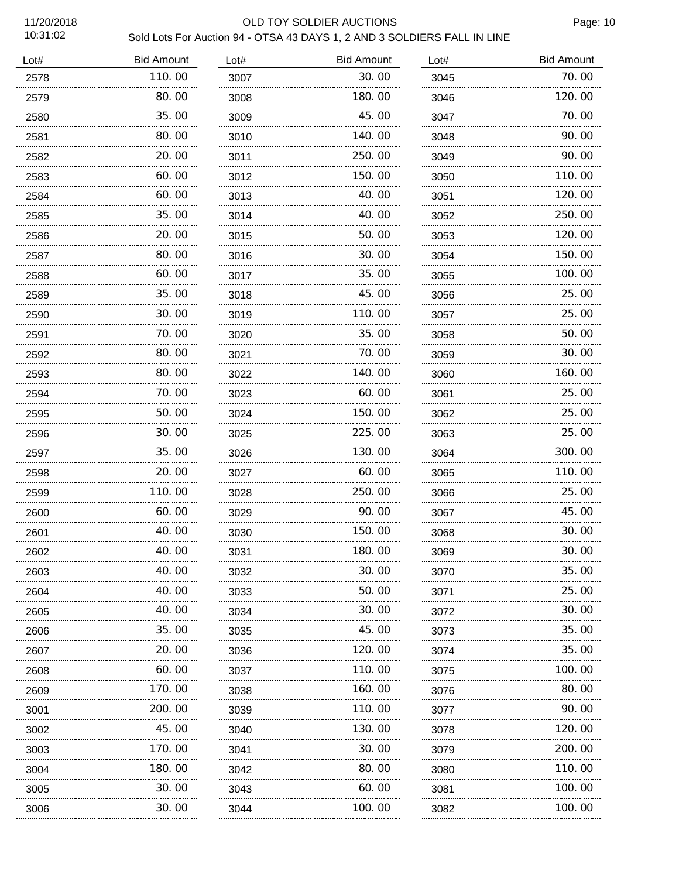# OLD TOY SOLDIER AUCTIONS

11/20/2018
10:31:02

Sold Lots For Auction 94 - OTSA 43 DAYS 1, 2 AND 3 SOLDIERS FALL IN LINE

| Lot# | Bid Amount | Lot# | Bid Amount | Lot# | Bid Amount |
|---|---|---|---|---|---|
| 2578 | 110.00 | 3007 | 30.00 | 3045 | 70.00 |
| 2579 | 80.00 | 3008 | 180.00 | 3046 | 120.00 |
| 2580 | 35.00 | 3009 | 45.00 | 3047 | 70.00 |
| 2581 | 80.00 | 3010 | 140.00 | 3048 | 90.00 |
| 2582 | 20.00 | 3011 | 250.00 | 3049 | 90.00 |
| 2583 | 60.00 | 3012 | 150.00 | 3050 | 110.00 |
| 2584 | 60.00 | 3013 | 40.00 | 3051 | 120.00 |
| 2585 | 35.00 | 3014 | 40.00 | 3052 | 250.00 |
| 2586 | 20.00 | 3015 | 50.00 | 3053 | 120.00 |
| 2587 | 80.00 | 3016 | 30.00 | 3054 | 150.00 |
| 2588 | 60.00 | 3017 | 35.00 | 3055 | 100.00 |
| 2589 | 35.00 | 3018 | 45.00 | 3056 | 25.00 |
| 2590 | 30.00 | 3019 | 110.00 | 3057 | 25.00 |
| 2591 | 70.00 | 3020 | 35.00 | 3058 | 50.00 |
| 2592 | 80.00 | 3021 | 70.00 | 3059 | 30.00 |
| 2593 | 80.00 | 3022 | 140.00 | 3060 | 160.00 |
| 2594 | 70.00 | 3023 | 60.00 | 3061 | 25.00 |
| 2595 | 50.00 | 3024 | 150.00 | 3062 | 25.00 |
| 2596 | 30.00 | 3025 | 225.00 | 3063 | 25.00 |
| 2597 | 35.00 | 3026 | 130.00 | 3064 | 300.00 |
| 2598 | 20.00 | 3027 | 60.00 | 3065 | 110.00 |
| 2599 | 110.00 | 3028 | 250.00 | 3066 | 25.00 |
| 2600 | 60.00 | 3029 | 90.00 | 3067 | 45.00 |
| 2601 | 40.00 | 3030 | 150.00 | 3068 | 30.00 |
| 2602 | 40.00 | 3031 | 180.00 | 3069 | 30.00 |
| 2603 | 40.00 | 3032 | 30.00 | 3070 | 35.00 |
| 2604 | 40.00 | 3033 | 50.00 | 3071 | 25.00 |
| 2605 | 40.00 | 3034 | 30.00 | 3072 | 30.00 |
| 2606 | 35.00 | 3035 | 45.00 | 3073 | 35.00 |
| 2607 | 20.00 | 3036 | 120.00 | 3074 | 35.00 |
| 2608 | 60.00 | 3037 | 110.00 | 3075 | 100.00 |
| 2609 | 170.00 | 3038 | 160.00 | 3076 | 80.00 |
| 3001 | 200.00 | 3039 | 110.00 | 3077 | 90.00 |
| 3002 | 45.00 | 3040 | 130.00 | 3078 | 120.00 |
| 3003 | 170.00 | 3041 | 30.00 | 3079 | 200.00 |
| 3004 | 180.00 | 3042 | 80.00 | 3080 | 110.00 |
| 3005 | 30.00 | 3043 | 60.00 | 3081 | 100.00 |
| 3006 | 30.00 | 3044 | 100.00 | 3082 | 100.00 |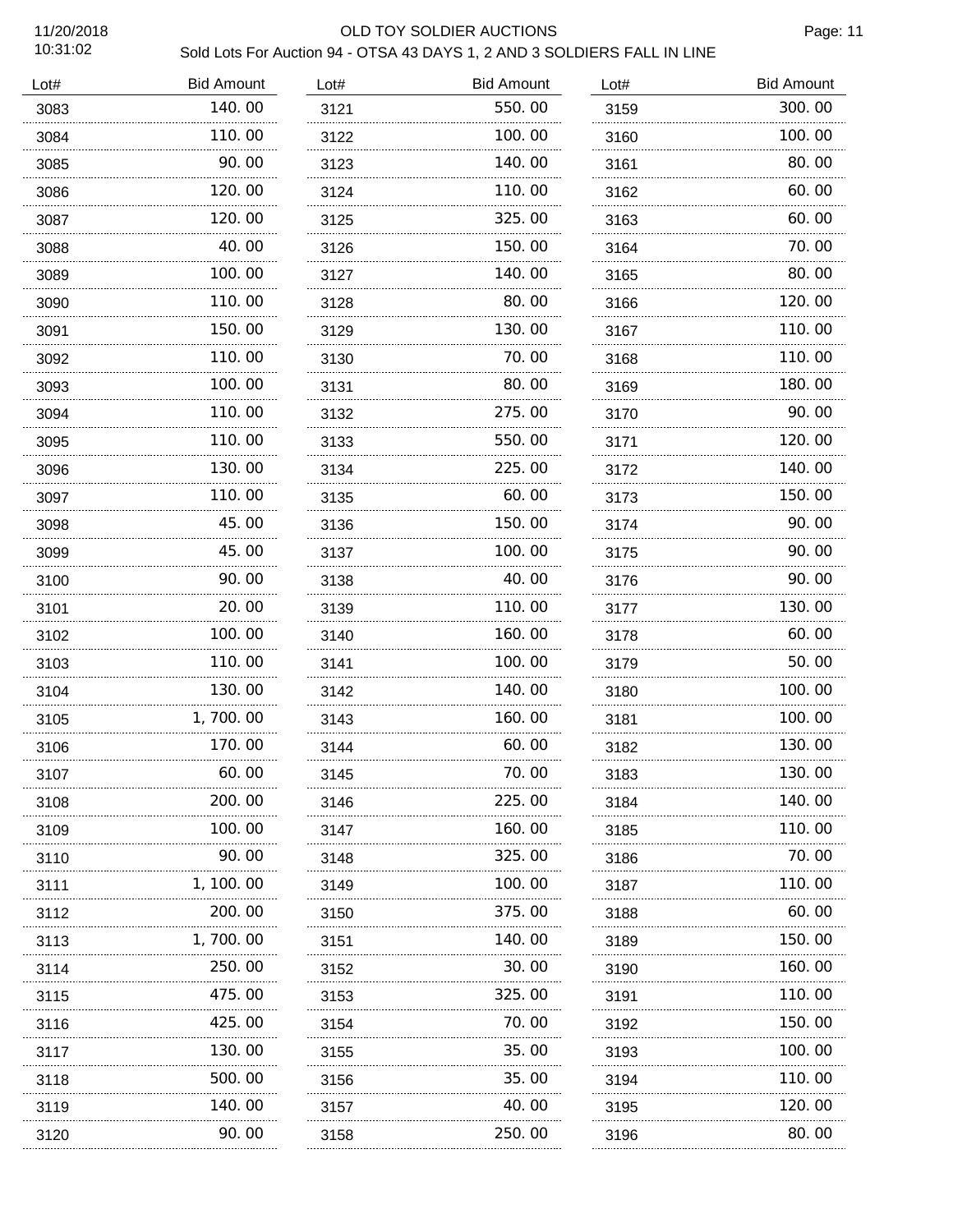# OLD TOY SOLDIER AUCTIONS

## Sold Lots For Auction 94 - OTSA 43 DAYS 1, 2 AND 3 SOLDIERS FALL IN LINE

11/20/2018
10:31:02

| Lot# | Bid Amount | Lot# | Bid Amount | Lot# | Bid Amount |
|---|---|---|---|---|---|
| 3083 | 140.00 | 3121 | 550.00 | 3159 | 300.00 |
| 3084 | 110.00 | 3122 | 100.00 | 3160 | 100.00 |
| 3085 | 90.00 | 3123 | 140.00 | 3161 | 80.00 |
| 3086 | 120.00 | 3124 | 110.00 | 3162 | 60.00 |
| 3087 | 120.00 | 3125 | 325.00 | 3163 | 60.00 |
| 3088 | 40.00 | 3126 | 150.00 | 3164 | 70.00 |
| 3089 | 100.00 | 3127 | 140.00 | 3165 | 80.00 |
| 3090 | 110.00 | 3128 | 80.00 | 3166 | 120.00 |
| 3091 | 150.00 | 3129 | 130.00 | 3167 | 110.00 |
| 3092 | 110.00 | 3130 | 70.00 | 3168 | 110.00 |
| 3093 | 100.00 | 3131 | 80.00 | 3169 | 180.00 |
| 3094 | 110.00 | 3132 | 275.00 | 3170 | 90.00 |
| 3095 | 110.00 | 3133 | 550.00 | 3171 | 120.00 |
| 3096 | 130.00 | 3134 | 225.00 | 3172 | 140.00 |
| 3097 | 110.00 | 3135 | 60.00 | 3173 | 150.00 |
| 3098 | 45.00 | 3136 | 150.00 | 3174 | 90.00 |
| 3099 | 45.00 | 3137 | 100.00 | 3175 | 90.00 |
| 3100 | 90.00 | 3138 | 40.00 | 3176 | 90.00 |
| 3101 | 20.00 | 3139 | 110.00 | 3177 | 130.00 |
| 3102 | 100.00 | 3140 | 160.00 | 3178 | 60.00 |
| 3103 | 110.00 | 3141 | 100.00 | 3179 | 50.00 |
| 3104 | 130.00 | 3142 | 140.00 | 3180 | 100.00 |
| 3105 | 1,700.00 | 3143 | 160.00 | 3181 | 100.00 |
| 3106 | 170.00 | 3144 | 60.00 | 3182 | 130.00 |
| 3107 | 60.00 | 3145 | 70.00 | 3183 | 130.00 |
| 3108 | 200.00 | 3146 | 225.00 | 3184 | 140.00 |
| 3109 | 100.00 | 3147 | 160.00 | 3185 | 110.00 |
| 3110 | 90.00 | 3148 | 325.00 | 3186 | 70.00 |
| 3111 | 1,100.00 | 3149 | 100.00 | 3187 | 110.00 |
| 3112 | 200.00 | 3150 | 375.00 | 3188 | 60.00 |
| 3113 | 1,700.00 | 3151 | 140.00 | 3189 | 150.00 |
| 3114 | 250.00 | 3152 | 30.00 | 3190 | 160.00 |
| 3115 | 475.00 | 3153 | 325.00 | 3191 | 110.00 |
| 3116 | 425.00 | 3154 | 70.00 | 3192 | 150.00 |
| 3117 | 130.00 | 3155 | 35.00 | 3193 | 100.00 |
| 3118 | 500.00 | 3156 | 35.00 | 3194 | 110.00 |
| 3119 | 140.00 | 3157 | 40.00 | 3195 | 120.00 |
| 3120 | 90.00 | 3158 | 250.00 | 3196 | 80.00 |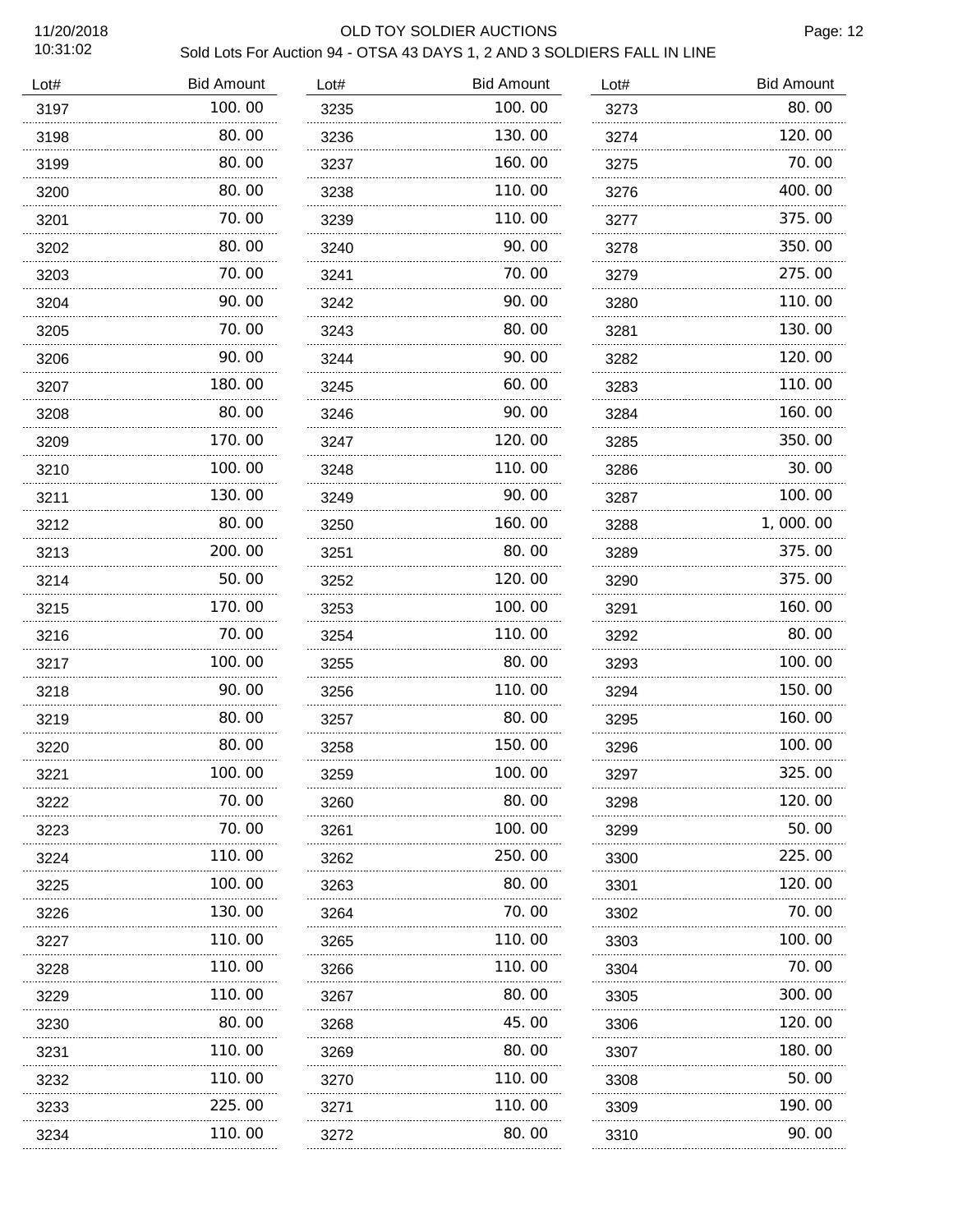# OLD TOY SOLDIER AUCTIONS

11/20/2018
10:31:02

Sold Lots For Auction 94 - OTSA 43 DAYS 1, 2 AND 3 SOLDIERS FALL IN LINE

| Lot# | Bid Amount | Lot# | Bid Amount | Lot# | Bid Amount |
|---|---|---|---|---|---|
| 3197 | 100.00 | 3235 | 100.00 | 3273 | 80.00 |
| 3198 | 80.00 | 3236 | 130.00 | 3274 | 120.00 |
| 3199 | 80.00 | 3237 | 160.00 | 3275 | 70.00 |
| 3200 | 80.00 | 3238 | 110.00 | 3276 | 400.00 |
| 3201 | 70.00 | 3239 | 110.00 | 3277 | 375.00 |
| 3202 | 80.00 | 3240 | 90.00 | 3278 | 350.00 |
| 3203 | 70.00 | 3241 | 70.00 | 3279 | 275.00 |
| 3204 | 90.00 | 3242 | 90.00 | 3280 | 110.00 |
| 3205 | 70.00 | 3243 | 80.00 | 3281 | 130.00 |
| 3206 | 90.00 | 3244 | 90.00 | 3282 | 120.00 |
| 3207 | 180.00 | 3245 | 60.00 | 3283 | 110.00 |
| 3208 | 80.00 | 3246 | 90.00 | 3284 | 160.00 |
| 3209 | 170.00 | 3247 | 120.00 | 3285 | 350.00 |
| 3210 | 100.00 | 3248 | 110.00 | 3286 | 30.00 |
| 3211 | 130.00 | 3249 | 90.00 | 3287 | 100.00 |
| 3212 | 80.00 | 3250 | 160.00 | 3288 | 1,000.00 |
| 3213 | 200.00 | 3251 | 80.00 | 3289 | 375.00 |
| 3214 | 50.00 | 3252 | 120.00 | 3290 | 375.00 |
| 3215 | 170.00 | 3253 | 100.00 | 3291 | 160.00 |
| 3216 | 70.00 | 3254 | 110.00 | 3292 | 80.00 |
| 3217 | 100.00 | 3255 | 80.00 | 3293 | 100.00 |
| 3218 | 90.00 | 3256 | 110.00 | 3294 | 150.00 |
| 3219 | 80.00 | 3257 | 80.00 | 3295 | 160.00 |
| 3220 | 80.00 | 3258 | 150.00 | 3296 | 100.00 |
| 3221 | 100.00 | 3259 | 100.00 | 3297 | 325.00 |
| 3222 | 70.00 | 3260 | 80.00 | 3298 | 120.00 |
| 3223 | 70.00 | 3261 | 100.00 | 3299 | 50.00 |
| 3224 | 110.00 | 3262 | 250.00 | 3300 | 225.00 |
| 3225 | 100.00 | 3263 | 80.00 | 3301 | 120.00 |
| 3226 | 130.00 | 3264 | 70.00 | 3302 | 70.00 |
| 3227 | 110.00 | 3265 | 110.00 | 3303 | 100.00 |
| 3228 | 110.00 | 3266 | 110.00 | 3304 | 70.00 |
| 3229 | 110.00 | 3267 | 80.00 | 3305 | 300.00 |
| 3230 | 80.00 | 3268 | 45.00 | 3306 | 120.00 |
| 3231 | 110.00 | 3269 | 80.00 | 3307 | 180.00 |
| 3232 | 110.00 | 3270 | 110.00 | 3308 | 50.00 |
| 3233 | 225.00 | 3271 | 110.00 | 3309 | 190.00 |
| 3234 | 110.00 | 3272 | 80.00 | 3310 | 90.00 |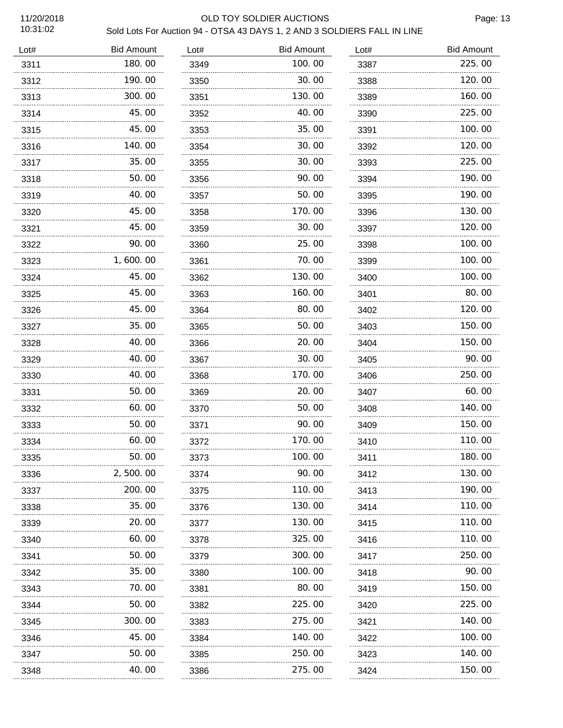# OLD TOY SOLDIER AUCTIONS

Sold Lots For Auction 94 - OTSA 43 DAYS 1, 2 AND 3 SOLDIERS FALL IN LINE

11/20/2018 10:31:02

| Lot# | Bid Amount | Lot# | Bid Amount | Lot# | Bid Amount |
|---|---|---|---|---|---|
| 3311 | 180.00 | 3349 | 100.00 | 3387 | 225.00 |
| 3312 | 190.00 | 3350 | 30.00 | 3388 | 120.00 |
| 3313 | 300.00 | 3351 | 130.00 | 3389 | 160.00 |
| 3314 | 45.00 | 3352 | 40.00 | 3390 | 225.00 |
| 3315 | 45.00 | 3353 | 35.00 | 3391 | 100.00 |
| 3316 | 140.00 | 3354 | 30.00 | 3392 | 120.00 |
| 3317 | 35.00 | 3355 | 30.00 | 3393 | 225.00 |
| 3318 | 50.00 | 3356 | 90.00 | 3394 | 190.00 |
| 3319 | 40.00 | 3357 | 50.00 | 3395 | 190.00 |
| 3320 | 45.00 | 3358 | 170.00 | 3396 | 130.00 |
| 3321 | 45.00 | 3359 | 30.00 | 3397 | 120.00 |
| 3322 | 90.00 | 3360 | 25.00 | 3398 | 100.00 |
| 3323 | 1,600.00 | 3361 | 70.00 | 3399 | 100.00 |
| 3324 | 45.00 | 3362 | 130.00 | 3400 | 100.00 |
| 3325 | 45.00 | 3363 | 160.00 | 3401 | 80.00 |
| 3326 | 45.00 | 3364 | 80.00 | 3402 | 120.00 |
| 3327 | 35.00 | 3365 | 50.00 | 3403 | 150.00 |
| 3328 | 40.00 | 3366 | 20.00 | 3404 | 150.00 |
| 3329 | 40.00 | 3367 | 30.00 | 3405 | 90.00 |
| 3330 | 40.00 | 3368 | 170.00 | 3406 | 250.00 |
| 3331 | 50.00 | 3369 | 20.00 | 3407 | 60.00 |
| 3332 | 60.00 | 3370 | 50.00 | 3408 | 140.00 |
| 3333 | 50.00 | 3371 | 90.00 | 3409 | 150.00 |
| 3334 | 60.00 | 3372 | 170.00 | 3410 | 110.00 |
| 3335 | 50.00 | 3373 | 100.00 | 3411 | 180.00 |
| 3336 | 2,500.00 | 3374 | 90.00 | 3412 | 130.00 |
| 3337 | 200.00 | 3375 | 110.00 | 3413 | 190.00 |
| 3338 | 35.00 | 3376 | 130.00 | 3414 | 110.00 |
| 3339 | 20.00 | 3377 | 130.00 | 3415 | 110.00 |
| 3340 | 60.00 | 3378 | 325.00 | 3416 | 110.00 |
| 3341 | 50.00 | 3379 | 300.00 | 3417 | 250.00 |
| 3342 | 35.00 | 3380 | 100.00 | 3418 | 90.00 |
| 3343 | 70.00 | 3381 | 80.00 | 3419 | 150.00 |
| 3344 | 50.00 | 3382 | 225.00 | 3420 | 225.00 |
| 3345 | 300.00 | 3383 | 275.00 | 3421 | 140.00 |
| 3346 | 45.00 | 3384 | 140.00 | 3422 | 100.00 |
| 3347 | 50.00 | 3385 | 250.00 | 3423 | 140.00 |
| 3348 | 40.00 | 3386 | 275.00 | 3424 | 150.00 |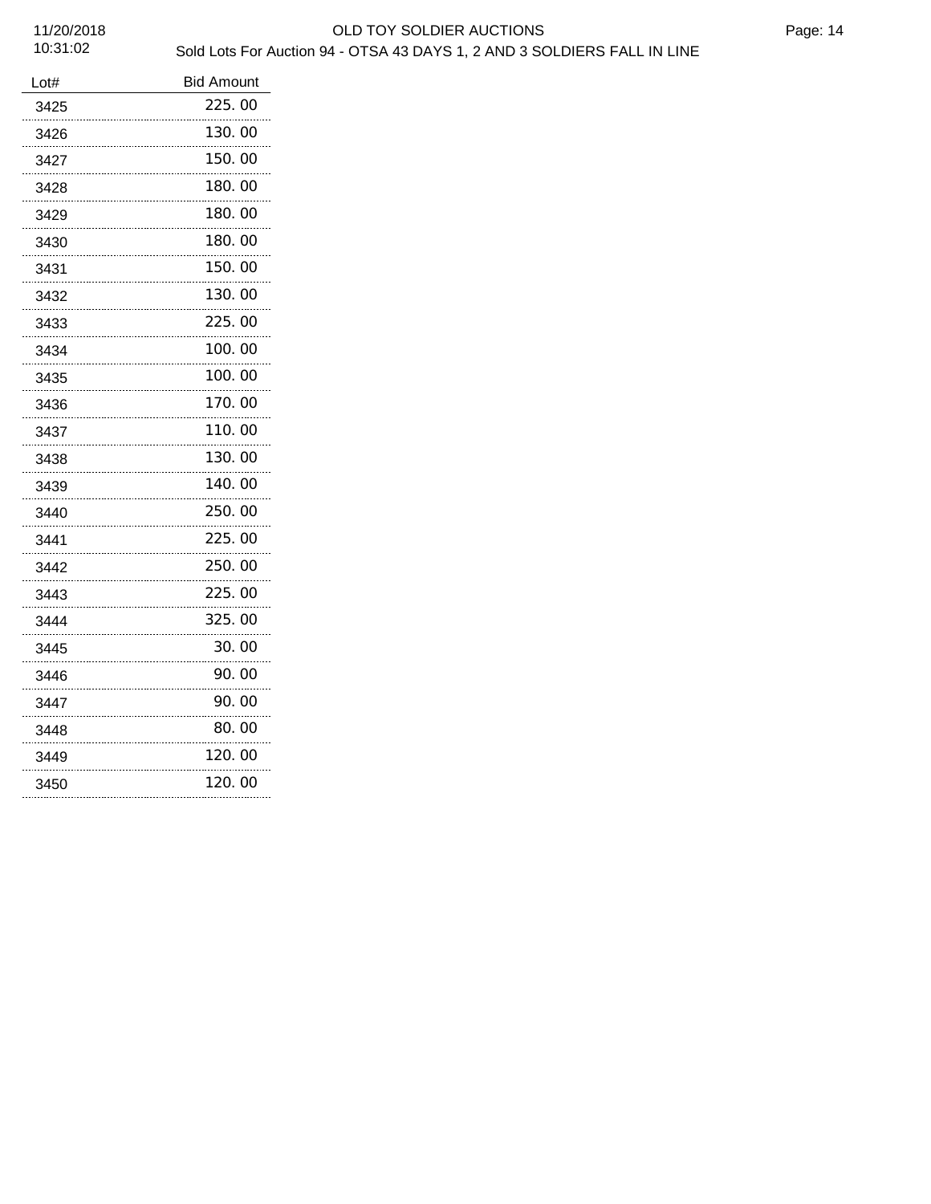| Lot# | Bid Amount |
|---|---|
| 3425 | 225.00 |
| 3426 | 130.00 |
| 3427 | 150.00 |
| 3428 | 180.00 |
| 3429 | 180.00 |
| 3430 | 180.00 |
| 3431 | 150.00 |
| 3432 | 130.00 |
| 3433 | 225.00 |
| 3434 | 100.00 |
| 3435 | 100.00 |
| 3436 | 170.00 |
| 3437 | 110.00 |
| 3438 | 130.00 |
| 3439 | 140.00 |
| 3440 | 250.00 |
| 3441 | 225.00 |
| 3442 | 250.00 |
| 3443 | 225.00 |
| 3444 | 325.00 |
| 3445 | 30.00 |
| 3446 | 90.00 |
| 3447 | 90.00 |
| 3448 | 80.00 |
| 3449 | 120.00 |
| 3450 | 120.00 |